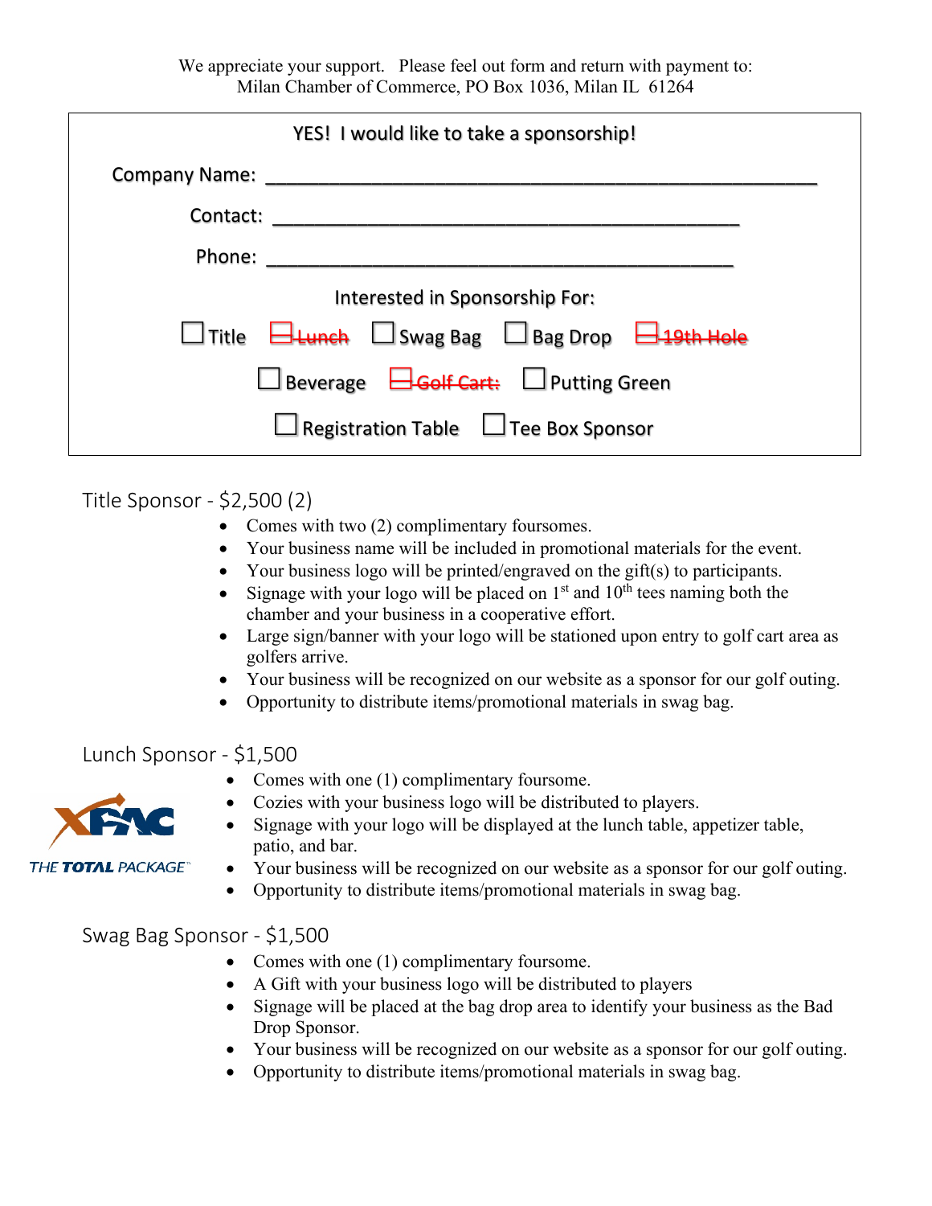We appreciate your support. Please feel out form and return with payment to:
Milan Chamber of Commerce, PO Box 1036, Milan IL 61264

**YES! I would like to take a sponsorship!**

Company Name: ______________________________________________________

Contact: ______________________________________________

Phone: ______________________________________________

Interested in Sponsorship For:

☐ Title ☐ ~~Lunch~~ ☐ Swag Bag ☐ Bag Drop ☐ ~~19th Hole~~

☐ Beverage ☐ ~~Golf Cart:~~ ☐ Putting Green

☐ Registration Table ☐ Tee Box Sponsor

## Title Sponsor - $2,500 (2)

- Comes with two (2) complimentary foursomes.
- Your business name will be included in promotional materials for the event.
- Your business logo will be printed/engraved on the gift(s) to participants.
- Signage with your logo will be placed on 1st and 10th tees naming both the chamber and your business in a cooperative effort.
- Large sign/banner with your logo will be stationed upon entry to golf cart area as golfers arrive.
- Your business will be recognized on our website as a sponsor for our golf outing.
- Opportunity to distribute items/promotional materials in swag bag.

## Lunch Sponsor - $1,500

XPAC THE TOTAL PACKAGE™

- Comes with one (1) complimentary foursome.
- Cozies with your business logo will be distributed to players.
- Signage with your logo will be displayed at the lunch table, appetizer table, patio, and bar.
- Your business will be recognized on our website as a sponsor for our golf outing.
- Opportunity to distribute items/promotional materials in swag bag.

## Swag Bag Sponsor - $1,500

- Comes with one (1) complimentary foursome.
- A Gift with your business logo will be distributed to players
- Signage will be placed at the bag drop area to identify your business as the Bad Drop Sponsor.
- Your business will be recognized on our website as a sponsor for our golf outing.
- Opportunity to distribute items/promotional materials in swag bag.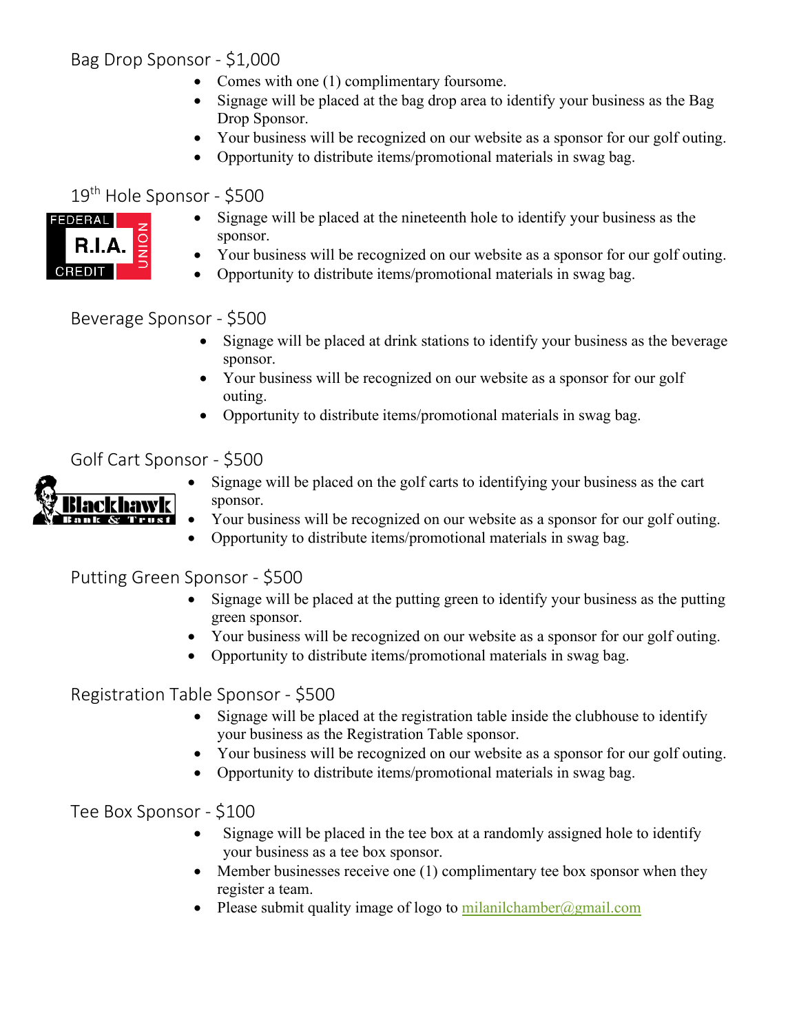## Bag Drop Sponsor - $1,000

- Comes with one (1) complimentary foursome.
- Signage will be placed at the bag drop area to identify your business as the Bag Drop Sponsor.
- Your business will be recognized on our website as a sponsor for our golf outing.
- Opportunity to distribute items/promotional materials in swag bag.

## 19th Hole Sponsor - $500

- Signage will be placed at the nineteenth hole to identify your business as the sponsor.
- Your business will be recognized on our website as a sponsor for our golf outing.
- Opportunity to distribute items/promotional materials in swag bag.

## Beverage Sponsor - $500

- Signage will be placed at drink stations to identify your business as the beverage sponsor.
- Your business will be recognized on our website as a sponsor for our golf outing.
- Opportunity to distribute items/promotional materials in swag bag.

## Golf Cart Sponsor - $500

- Signage will be placed on the golf carts to identifying your business as the cart sponsor.
- Your business will be recognized on our website as a sponsor for our golf outing.
- Opportunity to distribute items/promotional materials in swag bag.

## Putting Green Sponsor - $500

- Signage will be placed at the putting green to identify your business as the putting green sponsor.
- Your business will be recognized on our website as a sponsor for our golf outing.
- Opportunity to distribute items/promotional materials in swag bag.

## Registration Table Sponsor - $500

- Signage will be placed at the registration table inside the clubhouse to identify your business as the Registration Table sponsor.
- Your business will be recognized on our website as a sponsor for our golf outing.
- Opportunity to distribute items/promotional materials in swag bag.

## Tee Box Sponsor - $100

- Signage will be placed in the tee box at a randomly assigned hole to identify your business as a tee box sponsor.
- Member businesses receive one (1) complimentary tee box sponsor when they register a team.
- Please submit quality image of logo to milanilchamber@gmail.com